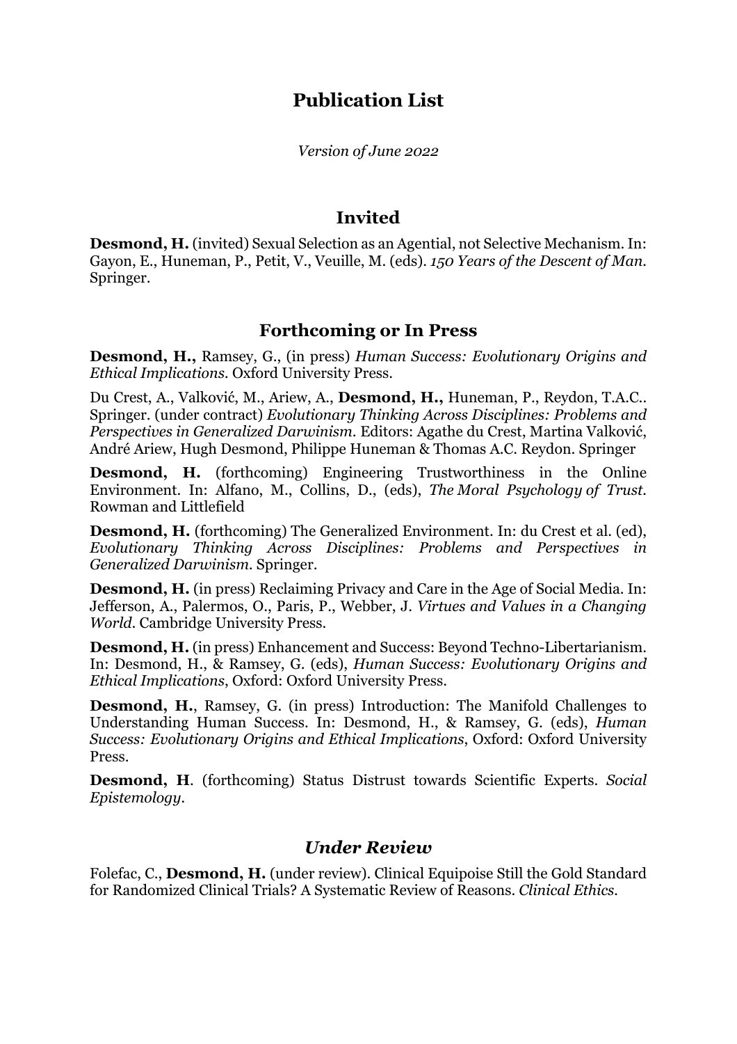# Publication List

*Version of June 2022*

## Invited

**Desmond, H.** (invited) Sexual Selection as an Agential, not Selective Mechanism. In: Gayon, E., Huneman, P., Petit, V., Veuille, M. (eds). *150 Years of the Descent of Man.* Springer.

## Forthcoming or In Press

**Desmond, H.,** Ramsey, G., (in press) *Human Success: Evolutionary Origins and Ethical Implications*. Oxford University Press.

Du Crest, A., Valković, M., Ariew, A., **Desmond, H.,** Huneman, P., Reydon, T.A.C.. Springer. (under contract) *Evolutionary Thinking Across Disciplines: Problems and Perspectives in Generalized Darwinism*. Editors: Agathe du Crest, Martina Valković, André Ariew, Hugh Desmond, Philippe Huneman & Thomas A.C. Reydon. Springer

**Desmond, H.** (forthcoming) Engineering Trustworthiness in the Online Environment. In: Alfano, M., Collins, D., (eds), *The Moral Psychology of Trust*. Rowman and Littlefield

**Desmond, H.** (forthcoming) The Generalized Environment. In: du Crest et al. (ed), *Evolutionary Thinking Across Disciplines: Problems and Perspectives in Generalized Darwinism*. Springer.

**Desmond, H.** (in press) Reclaiming Privacy and Care in the Age of Social Media. In: Jefferson, A., Palermos, O., Paris, P., Webber, J. *Virtues and Values in a Changing World*. Cambridge University Press.

**Desmond, H.** (in press) Enhancement and Success: Beyond Techno-Libertarianism. In: Desmond, H., & Ramsey, G. (eds), *Human Success: Evolutionary Origins and Ethical Implications*, Oxford: Oxford University Press.

**Desmond, H.**, Ramsey, G. (in press) Introduction: The Manifold Challenges to Understanding Human Success. In: Desmond, H., & Ramsey, G. (eds), *Human Success: Evolutionary Origins and Ethical Implications*, Oxford: Oxford University Press.

**Desmond, H**. (forthcoming) Status Distrust towards Scientific Experts. *Social Epistemology*.

## *Under Review*

Folefac, C., **Desmond, H.** (under review). Clinical Equipoise Still the Gold Standard for Randomized Clinical Trials? A Systematic Review of Reasons. *Clinical Ethics*.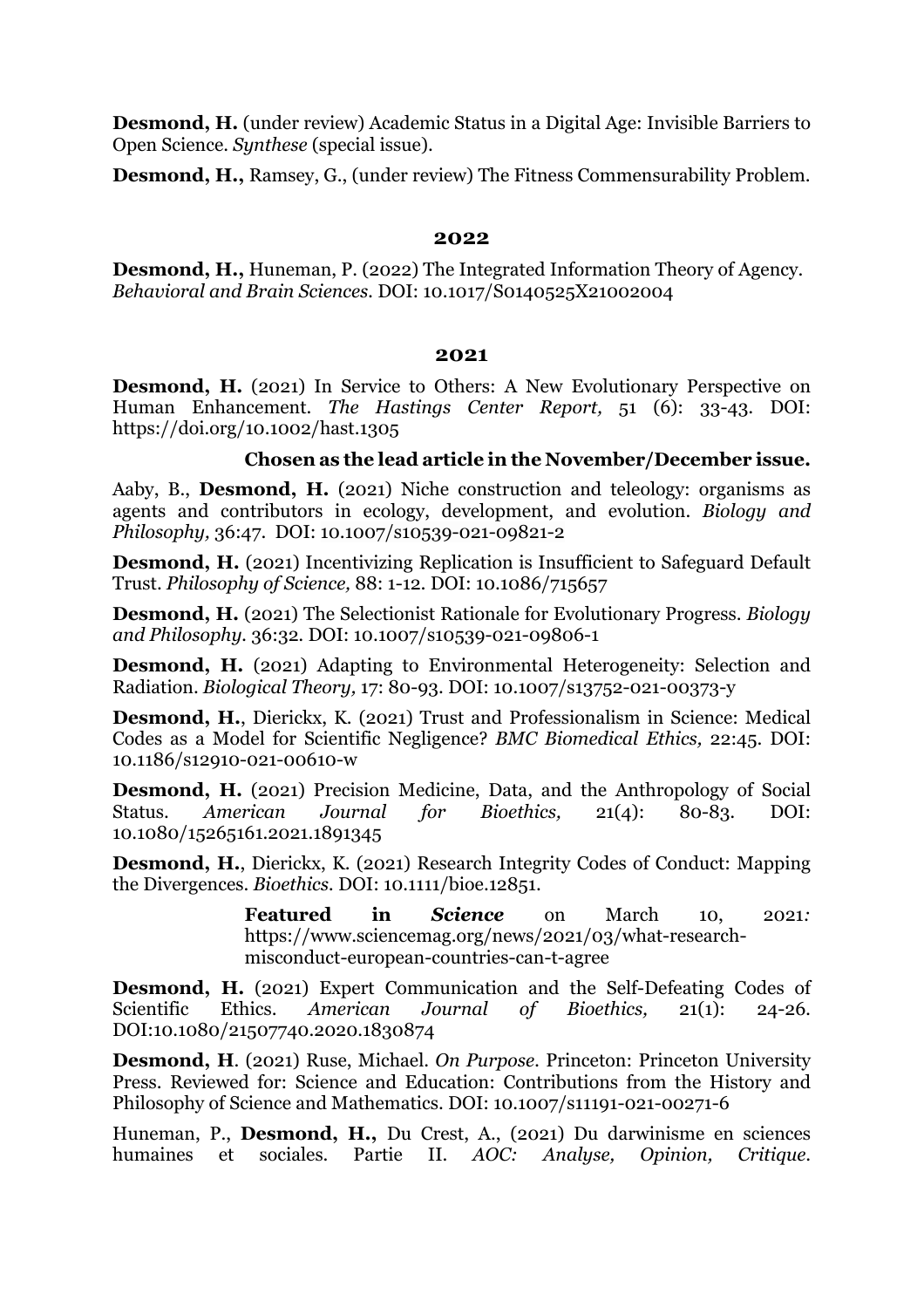**Desmond, H.** (under review) Academic Status in a Digital Age: Invisible Barriers to Open Science. *Synthese* (special issue).

**Desmond, H.,** Ramsey, G., (under review) The Fitness Commensurability Problem.

### 2022

**Desmond, H.,** Huneman, P. (2022) The Integrated Information Theory of Agency. *Behavioral and Brain Sciences.* DOI: 10.1017/S0140525X21002004

### 2021

**Desmond, H.** (2021) In Service to Others: A New Evolutionary Perspective on Human Enhancement. *The Hastings Center Report,* 51 (6): 33-43. DOI: https://doi.org/10.1002/hast.1305

**Chosen as the lead article in the November/December issue.**

Aaby, B., **Desmond, H.** (2021) Niche construction and teleology: organisms as agents and contributors in ecology, development, and evolution. *Biology and Philosophy,* 36:47. DOI: 10.1007/s10539-021-09821-2

**Desmond, H.** (2021) Incentivizing Replication is Insufficient to Safeguard Default Trust. *Philosophy of Science,* 88: 1-12. DOI: 10.1086/715657

**Desmond, H.** (2021) The Selectionist Rationale for Evolutionary Progress. *Biology and Philosophy.* 36:32. DOI: 10.1007/s10539-021-09806-1

**Desmond, H.** (2021) Adapting to Environmental Heterogeneity: Selection and Radiation. *Biological Theory,* 17: 80-93. DOI: 10.1007/s13752-021-00373-y

**Desmond, H.**, Dierickx, K. (2021) Trust and Professionalism in Science: Medical Codes as a Model for Scientific Negligence? *BMC Biomedical Ethics,* 22:45. DOI: 10.1186/s12910-021-00610-w

**Desmond, H.** (2021) Precision Medicine, Data, and the Anthropology of Social Status. *American Journal for Bioethics,* 21(4): 80-83. DOI: 10.1080/15265161.2021.1891345

**Desmond, H.**, Dierickx, K. (2021) Research Integrity Codes of Conduct: Mapping the Divergences. *Bioethics.* DOI: 10.1111/bioe.12851.

**Featured in *Science*** on March 10, 2021*:* https://www.sciencemag.org/news/2021/03/what-research-misconduct-european-countries-can-t-agree

**Desmond, H.** (2021) Expert Communication and the Self-Defeating Codes of Scientific Ethics. *American Journal of Bioethics,* 21(1): 24-26. DOI:10.1080/21507740.2020.1830874

**Desmond, H**. (2021) Ruse, Michael. *On Purpose.* Princeton: Princeton University Press. Reviewed for: Science and Education: Contributions from the History and Philosophy of Science and Mathematics. DOI: 10.1007/s11191-021-00271-6

Huneman, P., **Desmond, H.,** Du Crest, A., (2021) Du darwinisme en sciences humaines et sociales. Partie II. *AOC: Analyse, Opinion, Critique.*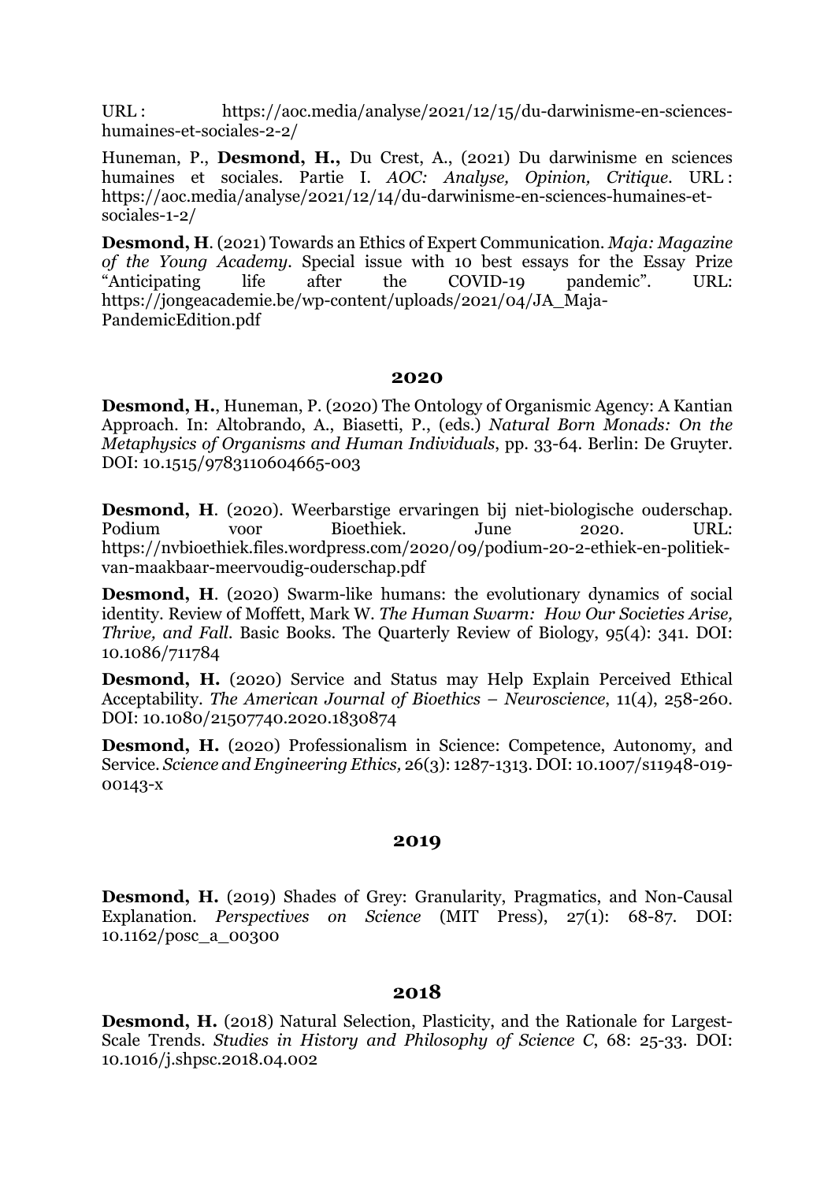URL : https://aoc.media/analyse/2021/12/15/du-darwinisme-en-sciences-humaines-et-sociales-2-2/

Huneman, P., **Desmond, H.,** Du Crest, A., (2021) Du darwinisme en sciences humaines et sociales. Partie I. *AOC: Analyse, Opinion, Critique*. URL : https://aoc.media/analyse/2021/12/14/du-darwinisme-en-sciences-humaines-et-sociales-1-2/

**Desmond, H**. (2021) Towards an Ethics of Expert Communication. *Maja: Magazine of the Young Academy*. Special issue with 10 best essays for the Essay Prize "Anticipating life after the COVID-19 pandemic". URL: https://jongeacademie.be/wp-content/uploads/2021/04/JA_Maja-PandemicEdition.pdf

### 2020

**Desmond, H.**, Huneman, P. (2020) The Ontology of Organismic Agency: A Kantian Approach. In: Altobrando, A., Biasetti, P., (eds.) *Natural Born Monads: On the Metaphysics of Organisms and Human Individuals*, pp. 33-64. Berlin: De Gruyter. DOI: 10.1515/9783110604665-003

**Desmond, H**. (2020). Weerbarstige ervaringen bij niet-biologische ouderschap. Podium voor Bioethiek. June 2020. URL: https://nvbioethiek.files.wordpress.com/2020/09/podium-20-2-ethiek-en-politiek-van-maakbaar-meervoudig-ouderschap.pdf

**Desmond, H**. (2020) Swarm-like humans: the evolutionary dynamics of social identity. Review of Moffett, Mark W. *The Human Swarm: How Our Societies Arise, Thrive, and Fall*. Basic Books. The Quarterly Review of Biology, 95(4): 341. DOI: 10.1086/711784

**Desmond, H.** (2020) Service and Status may Help Explain Perceived Ethical Acceptability. *The American Journal of Bioethics – Neuroscience*, 11(4), 258-260. DOI: 10.1080/21507740.2020.1830874

**Desmond, H.** (2020) Professionalism in Science: Competence, Autonomy, and Service. *Science and Engineering Ethics,* 26(3): 1287-1313. DOI: 10.1007/s11948-019-00143-x

### 2019

**Desmond, H.** (2019) Shades of Grey: Granularity, Pragmatics, and Non-Causal Explanation. *Perspectives on Science* (MIT Press), 27(1): 68-87. DOI: 10.1162/posc_a_00300

### 2018

**Desmond, H.** (2018) Natural Selection, Plasticity, and the Rationale for Largest-Scale Trends. *Studies in History and Philosophy of Science C*, 68: 25-33. DOI: 10.1016/j.shpsc.2018.04.002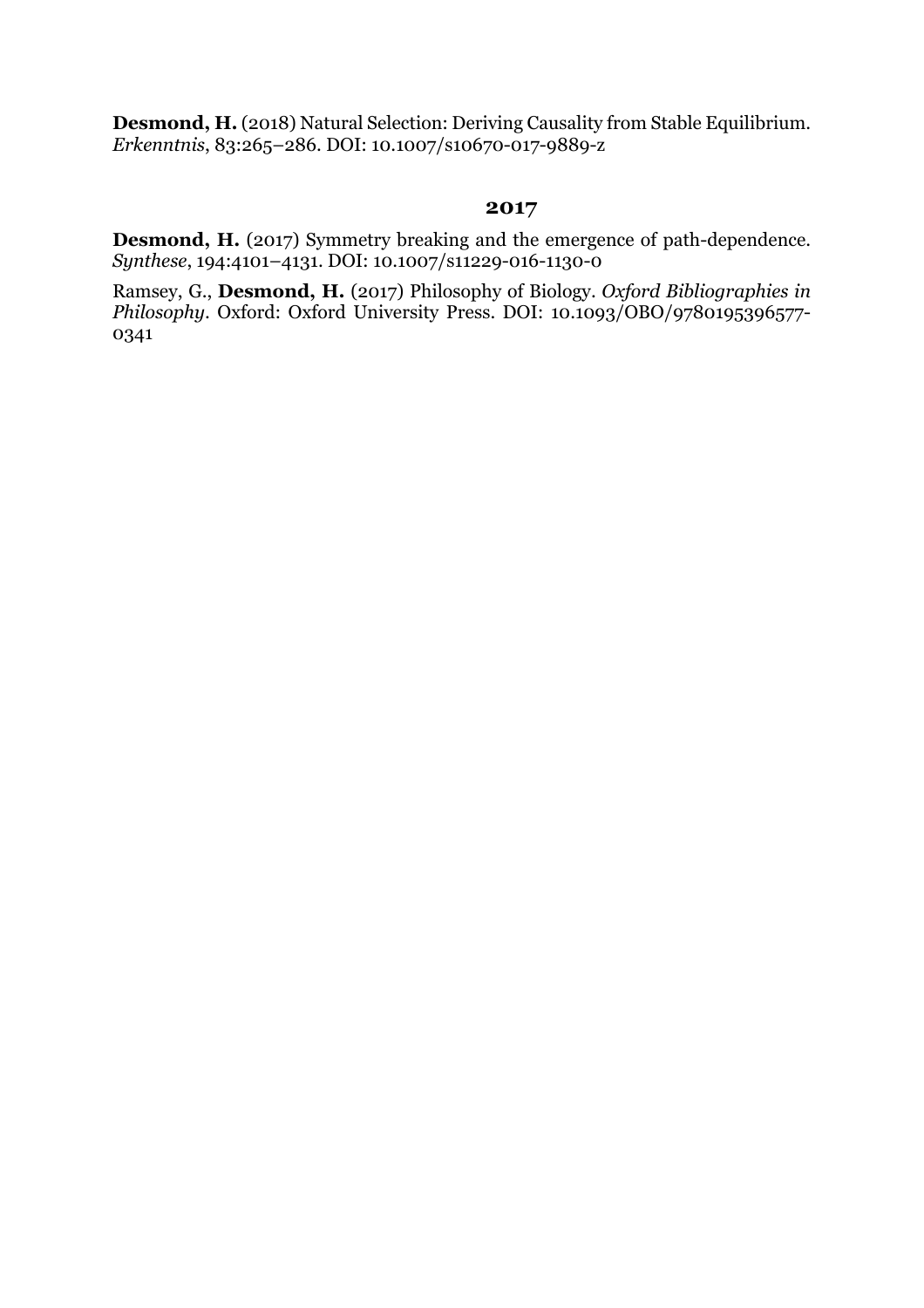**Desmond, H.** (2018) Natural Selection: Deriving Causality from Stable Equilibrium. *Erkenntnis*, 83:265–286. DOI: 10.1007/s10670-017-9889-z

### 2017

**Desmond, H.** (2017) Symmetry breaking and the emergence of path-dependence. *Synthese*, 194:4101–4131. DOI: 10.1007/s11229-016-1130-0

Ramsey, G., **Desmond, H.** (2017) Philosophy of Biology. *Oxford Bibliographies in Philosophy*. Oxford: Oxford University Press. DOI: 10.1093/OBO/9780195396577-0341